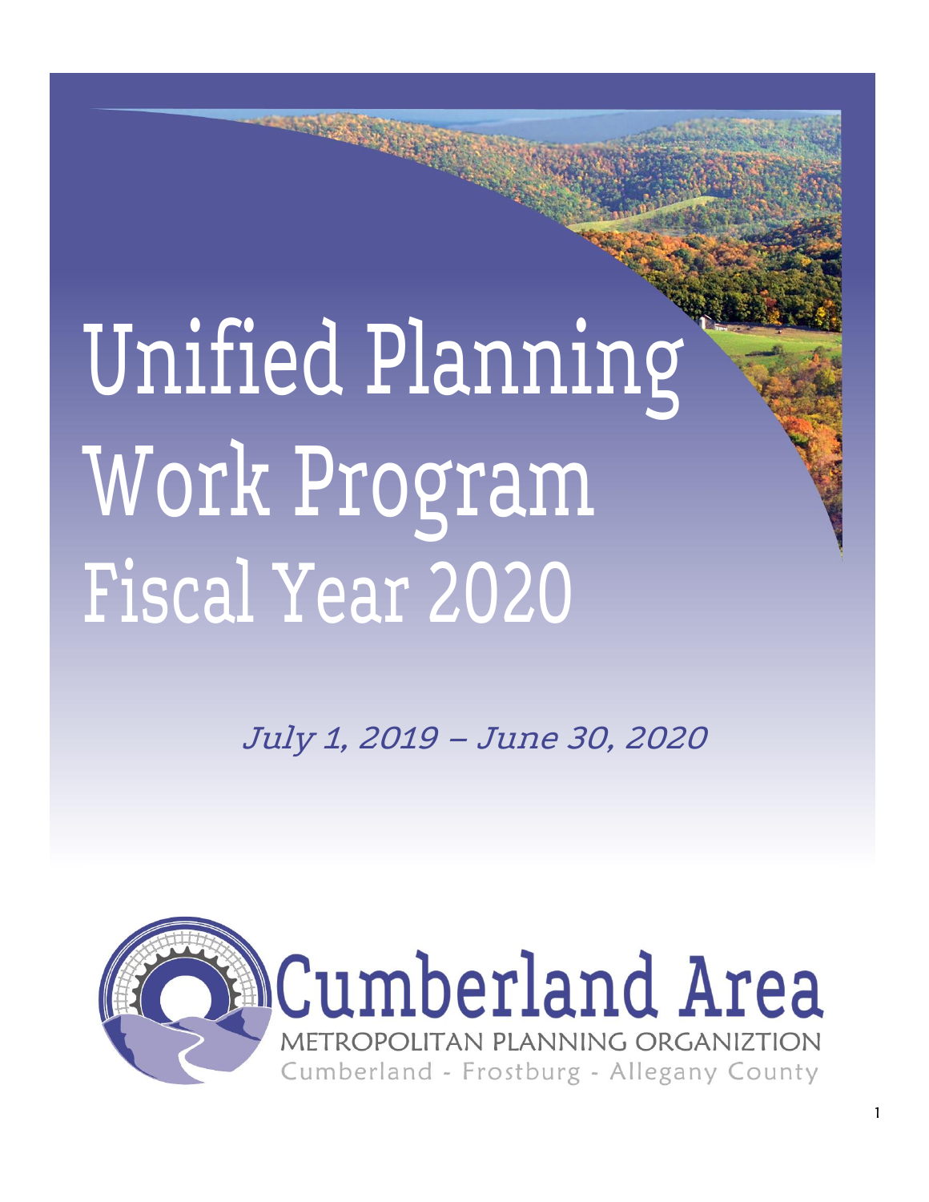# Unified Planning Work Program Fiscal Year 2020

*July 1, 2019 – June 30, 2020*

Cumberland Area

METROPOLITAN PLANNING ORGANIZTION

Cumberland - Frostburg - Allegany County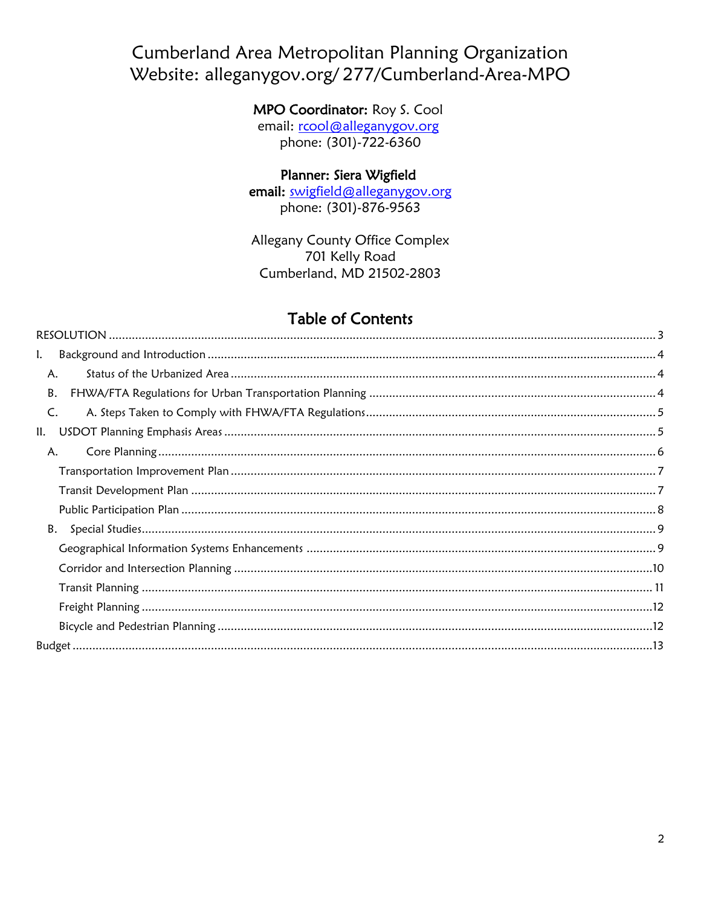# Cumberland Area Metropolitan Planning Organization
# Website: alleganygov.org/277/Cumberland-Area-MPO

**MPO Coordinator:** Roy S. Cool
email: rcool@alleganygov.org
phone: (301)-722-6360

**Planner: Siera Wigfield**
**email:** swigfield@alleganygov.org
phone: (301)-876-9563

Allegany County Office Complex
701 Kelly Road
Cumberland, MD 21502-2803

## Table of Contents

RESOLUTION .......... 3

I. Background and Introduction .......... 4

- A. Status of the Urbanized Area .......... 4
- B. FHWA/FTA Regulations for Urban Transportation Planning .......... 4
- C. A. Steps Taken to Comply with FHWA/FTA Regulations .......... 5

II. USDOT Planning Emphasis Areas .......... 5

- A. Core Planning .......... 6
  - Transportation Improvement Plan .......... 7
  - Transit Development Plan .......... 7
  - Public Participation Plan .......... 8
- B. Special Studies .......... 9
  - Geographical Information Systems Enhancements .......... 9
  - Corridor and Intersection Planning .......... 10
  - Transit Planning .......... 11
  - Freight Planning .......... 12
  - Bicycle and Pedestrian Planning .......... 12

Budget .......... 13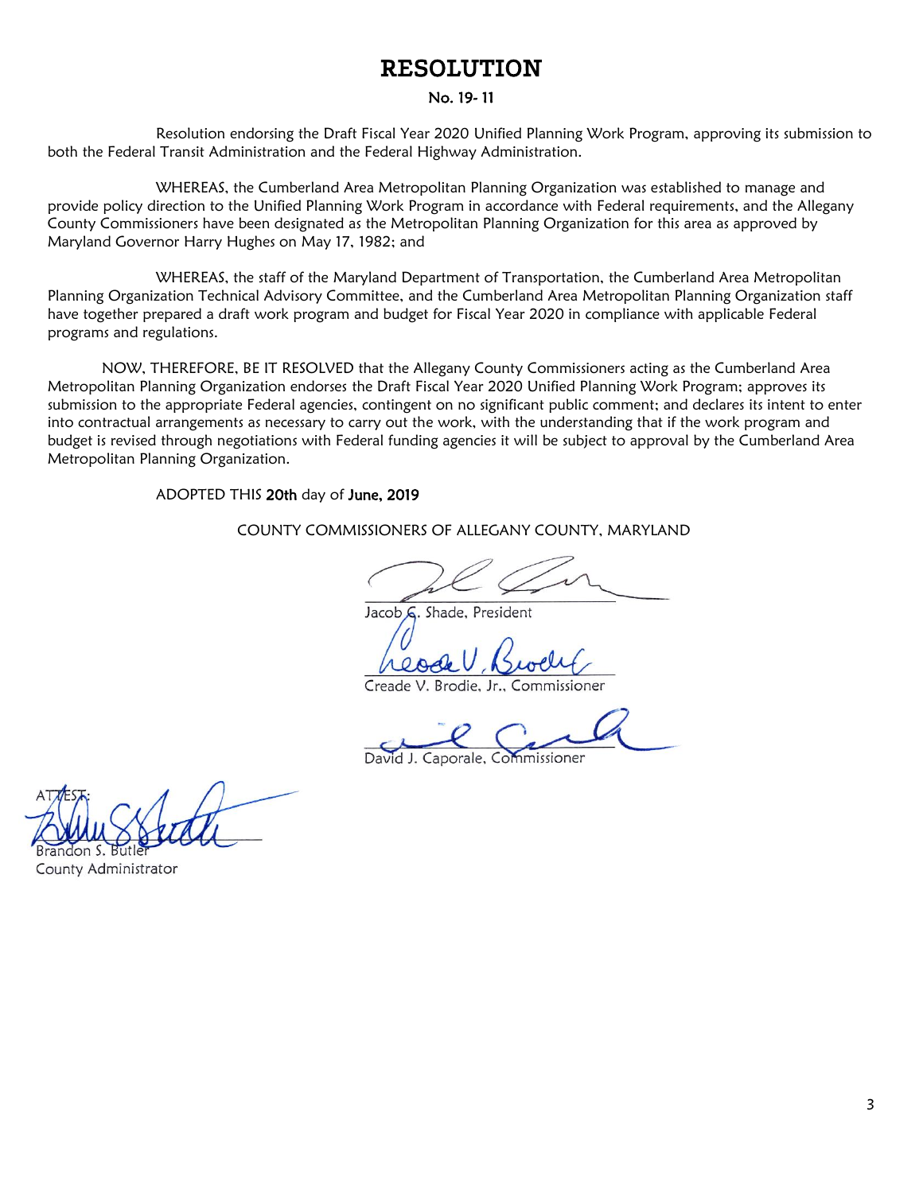# RESOLUTION

**No. 19- 11**

Resolution endorsing the Draft Fiscal Year 2020 Unified Planning Work Program, approving its submission to both the Federal Transit Administration and the Federal Highway Administration.

WHEREAS, the Cumberland Area Metropolitan Planning Organization was established to manage and provide policy direction to the Unified Planning Work Program in accordance with Federal requirements, and the Allegany County Commissioners have been designated as the Metropolitan Planning Organization for this area as approved by Maryland Governor Harry Hughes on May 17, 1982; and

WHEREAS, the staff of the Maryland Department of Transportation, the Cumberland Area Metropolitan Planning Organization Technical Advisory Committee, and the Cumberland Area Metropolitan Planning Organization staff have together prepared a draft work program and budget for Fiscal Year 2020 in compliance with applicable Federal programs and regulations.

NOW, THEREFORE, BE IT RESOLVED that the Allegany County Commissioners acting as the Cumberland Area Metropolitan Planning Organization endorses the Draft Fiscal Year 2020 Unified Planning Work Program; approves its submission to the appropriate Federal agencies, contingent on no significant public comment; and declares its intent to enter into contractual arrangements as necessary to carry out the work, with the understanding that if the work program and budget is revised through negotiations with Federal funding agencies it will be subject to approval by the Cumberland Area Metropolitan Planning Organization.

ADOPTED THIS **20th** day of **June, 2019**

COUNTY COMMISSIONERS OF ALLEGANY COUNTY, MARYLAND

Jacob C. Shade, President

Creade V. Brodie, Jr., Commissioner

David J. Caporale, Commissioner

ATTEST:

Brandon S. Butler
County Administrator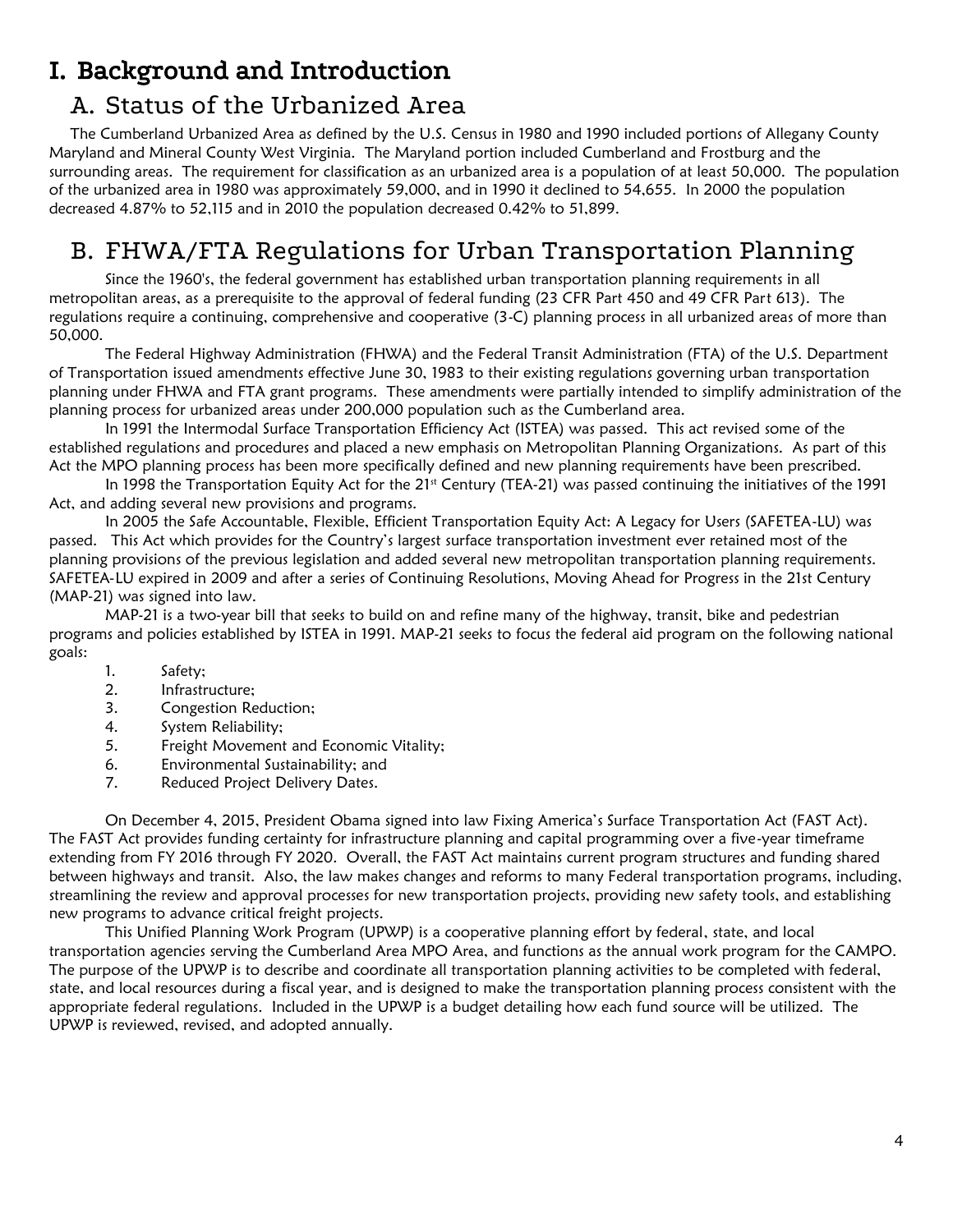# I. Background and Introduction

## A. Status of the Urbanized Area

The Cumberland Urbanized Area as defined by the U.S. Census in 1980 and 1990 included portions of Allegany County Maryland and Mineral County West Virginia. The Maryland portion included Cumberland and Frostburg and the surrounding areas. The requirement for classification as an urbanized area is a population of at least 50,000. The population of the urbanized area in 1980 was approximately 59,000, and in 1990 it declined to 54,655. In 2000 the population decreased 4.87% to 52,115 and in 2010 the population decreased 0.42% to 51,899.

## B. FHWA/FTA Regulations for Urban Transportation Planning

Since the 1960's, the federal government has established urban transportation planning requirements in all metropolitan areas, as a prerequisite to the approval of federal funding (23 CFR Part 450 and 49 CFR Part 613). The regulations require a continuing, comprehensive and cooperative (3-C) planning process in all urbanized areas of more than 50,000.

The Federal Highway Administration (FHWA) and the Federal Transit Administration (FTA) of the U.S. Department of Transportation issued amendments effective June 30, 1983 to their existing regulations governing urban transportation planning under FHWA and FTA grant programs. These amendments were partially intended to simplify administration of the planning process for urbanized areas under 200,000 population such as the Cumberland area.

In 1991 the Intermodal Surface Transportation Efficiency Act (ISTEA) was passed. This act revised some of the established regulations and procedures and placed a new emphasis on Metropolitan Planning Organizations. As part of this Act the MPO planning process has been more specifically defined and new planning requirements have been prescribed.

In 1998 the Transportation Equity Act for the 21st Century (TEA-21) was passed continuing the initiatives of the 1991 Act, and adding several new provisions and programs.

In 2005 the Safe Accountable, Flexible, Efficient Transportation Equity Act: A Legacy for Users (SAFETEA-LU) was passed. This Act which provides for the Country's largest surface transportation investment ever retained most of the planning provisions of the previous legislation and added several new metropolitan transportation planning requirements. SAFETEA-LU expired in 2009 and after a series of Continuing Resolutions, Moving Ahead for Progress in the 21st Century (MAP-21) was signed into law.

MAP-21 is a two-year bill that seeks to build on and refine many of the highway, transit, bike and pedestrian programs and policies established by ISTEA in 1991. MAP-21 seeks to focus the federal aid program on the following national goals:

1. Safety;
2. Infrastructure;
3. Congestion Reduction;
4. System Reliability;
5. Freight Movement and Economic Vitality;
6. Environmental Sustainability; and
7. Reduced Project Delivery Dates.

On December 4, 2015, President Obama signed into law Fixing America's Surface Transportation Act (FAST Act). The FAST Act provides funding certainty for infrastructure planning and capital programming over a five-year timeframe extending from FY 2016 through FY 2020. Overall, the FAST Act maintains current program structures and funding shared between highways and transit. Also, the law makes changes and reforms to many Federal transportation programs, including, streamlining the review and approval processes for new transportation projects, providing new safety tools, and establishing new programs to advance critical freight projects.

This Unified Planning Work Program (UPWP) is a cooperative planning effort by federal, state, and local transportation agencies serving the Cumberland Area MPO Area, and functions as the annual work program for the CAMPO. The purpose of the UPWP is to describe and coordinate all transportation planning activities to be completed with federal, state, and local resources during a fiscal year, and is designed to make the transportation planning process consistent with the appropriate federal regulations. Included in the UPWP is a budget detailing how each fund source will be utilized. The UPWP is reviewed, revised, and adopted annually.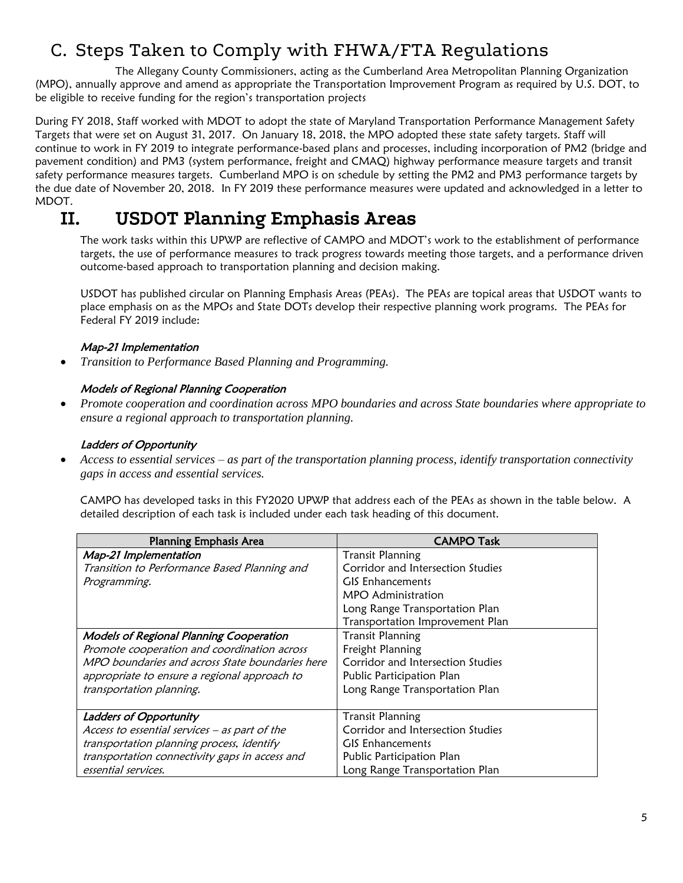## C. Steps Taken to Comply with FHWA/FTA Regulations

The Allegany County Commissioners, acting as the Cumberland Area Metropolitan Planning Organization (MPO), annually approve and amend as appropriate the Transportation Improvement Program as required by U.S. DOT, to be eligible to receive funding for the region's transportation projects

During FY 2018, Staff worked with MDOT to adopt the state of Maryland Transportation Performance Management Safety Targets that were set on August 31, 2017. On January 18, 2018, the MPO adopted these state safety targets. Staff will continue to work in FY 2019 to integrate performance-based plans and processes, including incorporation of PM2 (bridge and pavement condition) and PM3 (system performance, freight and CMAQ) highway performance measure targets and transit safety performance measures targets. Cumberland MPO is on schedule by setting the PM2 and PM3 performance targets by the due date of November 20, 2018. In FY 2019 these performance measures were updated and acknowledged in a letter to MDOT.

# II. USDOT Planning Emphasis Areas

The work tasks within this UPWP are reflective of CAMPO and MDOT's work to the establishment of performance targets, the use of performance measures to track progress towards meeting those targets, and a performance driven outcome-based approach to transportation planning and decision making.

USDOT has published circular on Planning Emphasis Areas (PEAs). The PEAs are topical areas that USDOT wants to place emphasis on as the MPOs and State DOTs develop their respective planning work programs. The PEAs for Federal FY 2019 include:

*Map-21 Implementation*

- *Transition to Performance Based Planning and Programming.*

*Models of Regional Planning Cooperation*

- *Promote cooperation and coordination across MPO boundaries and across State boundaries where appropriate to ensure a regional approach to transportation planning.*

*Ladders of Opportunity*

- *Access to essential services – as part of the transportation planning process, identify transportation connectivity gaps in access and essential services.*

CAMPO has developed tasks in this FY2020 UPWP that address each of the PEAs as shown in the table below. A detailed description of each task is included under each task heading of this document.

| Planning Emphasis Area | CAMPO Task |
|---|---|
| ***Map-21 Implementation***<br>*Transition to Performance Based Planning and Programming.* | Transit Planning<br>Corridor and Intersection Studies<br>GIS Enhancements<br>MPO Administration<br>Long Range Transportation Plan<br>Transportation Improvement Plan |
| ***Models of Regional Planning Cooperation***<br>*Promote cooperation and coordination across MPO boundaries and across State boundaries here appropriate to ensure a regional approach to transportation planning.* | Transit Planning<br>Freight Planning<br>Corridor and Intersection Studies<br>Public Participation Plan<br>Long Range Transportation Plan |
| ***Ladders of Opportunity***<br>*Access to essential services – as part of the transportation planning process, identify transportation connectivity gaps in access and essential services.* | Transit Planning<br>Corridor and Intersection Studies<br>GIS Enhancements<br>Public Participation Plan<br>Long Range Transportation Plan |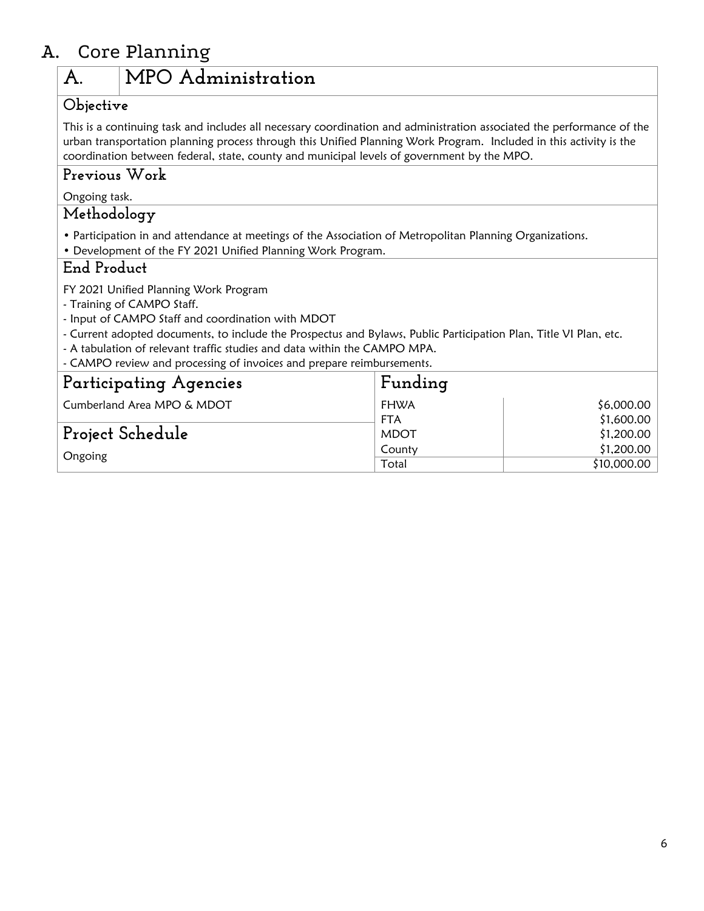# A. Core Planning

## A. MPO Administration

### Objective

This is a continuing task and includes all necessary coordination and administration associated the performance of the urban transportation planning process through this Unified Planning Work Program. Included in this activity is the coordination between federal, state, county and municipal levels of government by the MPO.

### Previous Work

Ongoing task.

### Methodology

- Participation in and attendance at meetings of the Association of Metropolitan Planning Organizations.
- Development of the FY 2021 Unified Planning Work Program.

### End Product

FY 2021 Unified Planning Work Program
- Training of CAMPO Staff.
- Input of CAMPO Staff and coordination with MDOT
- Current adopted documents, to include the Prospectus and Bylaws, Public Participation Plan, Title VI Plan, etc.
- A tabulation of relevant traffic studies and data within the CAMPO MPA.
- CAMPO review and processing of invoices and prepare reimbursements.

### Participating Agencies

Cumberland Area MPO & MDOT

### Project Schedule

Ongoing

### Funding

| Source | Amount |
|---|---|
| FHWA | $6,000.00 |
| FTA | $1,600.00 |
| MDOT | $1,200.00 |
| County | $1,200.00 |
| Total | $10,000.00 |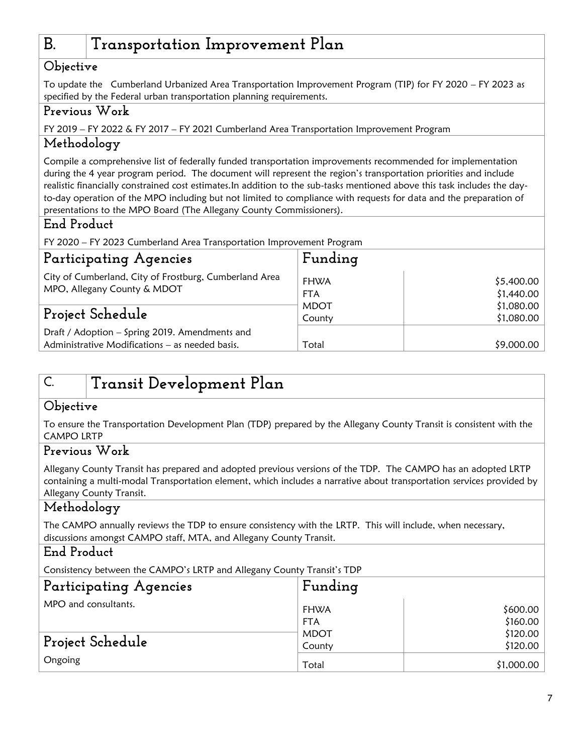## B. Transportation Improvement Plan

### Objective

To update the Cumberland Urbanized Area Transportation Improvement Program (TIP) for FY 2020 – FY 2023 as specified by the Federal urban transportation planning requirements.

### Previous Work

FY 2019 – FY 2022 & FY 2017 – FY 2021 Cumberland Area Transportation Improvement Program

### Methodology

Compile a comprehensive list of federally funded transportation improvements recommended for implementation during the 4 year program period. The document will represent the region's transportation priorities and include realistic financially constrained cost estimates.In addition to the sub-tasks mentioned above this task includes the day-to-day operation of the MPO including but not limited to compliance with requests for data and the preparation of presentations to the MPO Board (The Allegany County Commissioners).

### End Product

FY 2020 – FY 2023 Cumberland Area Transportation Improvement Program

### Participating Agencies

City of Cumberland, City of Frostburg, Cumberland Area MPO, Allegany County & MDOT

### Project Schedule

Draft / Adoption – Spring 2019. Amendments and Administrative Modifications – as needed basis.

### Funding

| Source | Amount |
|---|---|
| FHWA | $5,400.00 |
| FTA | $1,440.00 |
| MDOT | $1,080.00 |
| County | $1,080.00 |
| Total | $9,000.00 |

## C. Transit Development Plan

### Objective

To ensure the Transportation Development Plan (TDP) prepared by the Allegany County Transit is consistent with the CAMPO LRTP

### Previous Work

Allegany County Transit has prepared and adopted previous versions of the TDP. The CAMPO has an adopted LRTP containing a multi-modal Transportation element, which includes a narrative about transportation services provided by Allegany County Transit.

### Methodology

The CAMPO annually reviews the TDP to ensure consistency with the LRTP. This will include, when necessary, discussions amongst CAMPO staff, MTA, and Allegany County Transit.

### End Product

Consistency between the CAMPO's LRTP and Allegany County Transit's TDP

### Participating Agencies

MPO and consultants.

### Project Schedule

Ongoing

### Funding

| Source | Amount |
|---|---|
| FHWA | $600.00 |
| FTA | $160.00 |
| MDOT | $120.00 |
| County | $120.00 |
| Total | $1,000.00 |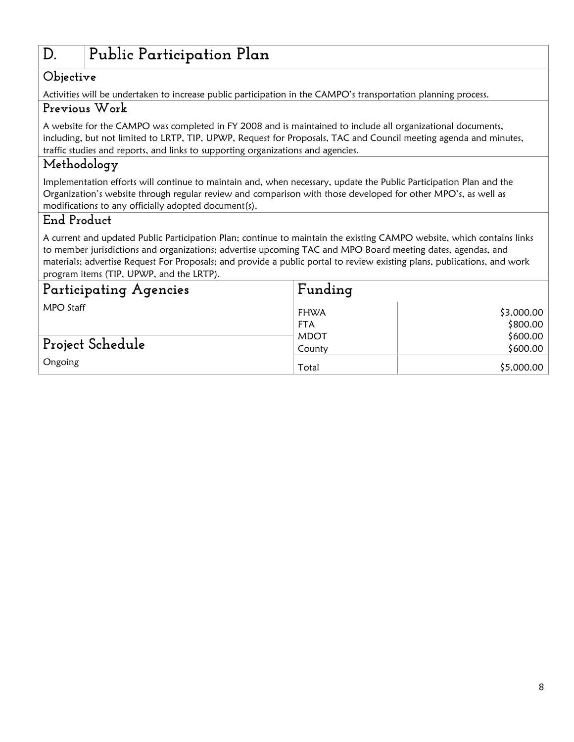# D. Public Participation Plan

### Objective

Activities will be undertaken to increase public participation in the CAMPO's transportation planning process.

### Previous Work

A website for the CAMPO was completed in FY 2008 and is maintained to include all organizational documents, including, but not limited to LRTP, TIP, UPWP, Request for Proposals, TAC and Council meeting agenda and minutes, traffic studies and reports, and links to supporting organizations and agencies.

### Methodology

Implementation efforts will continue to maintain and, when necessary, update the Public Participation Plan and the Organization's website through regular review and comparison with those developed for other MPO's, as well as modifications to any officially adopted document(s).

### End Product

A current and updated Public Participation Plan; continue to maintain the existing CAMPO website, which contains links to member jurisdictions and organizations; advertise upcoming TAC and MPO Board meeting dates, agendas, and materials; advertise Request For Proposals; and provide a public portal to review existing plans, publications, and work program items (TIP, UPWP, and the LRTP).

### Participating Agencies

MPO Staff

### Project Schedule

Ongoing

### Funding

| Source | Amount |
|---|---|
| FHWA | $3,000.00 |
| FTA | $800.00 |
| MDOT | $600.00 |
| County | $600.00 |
| Total | $5,000.00 |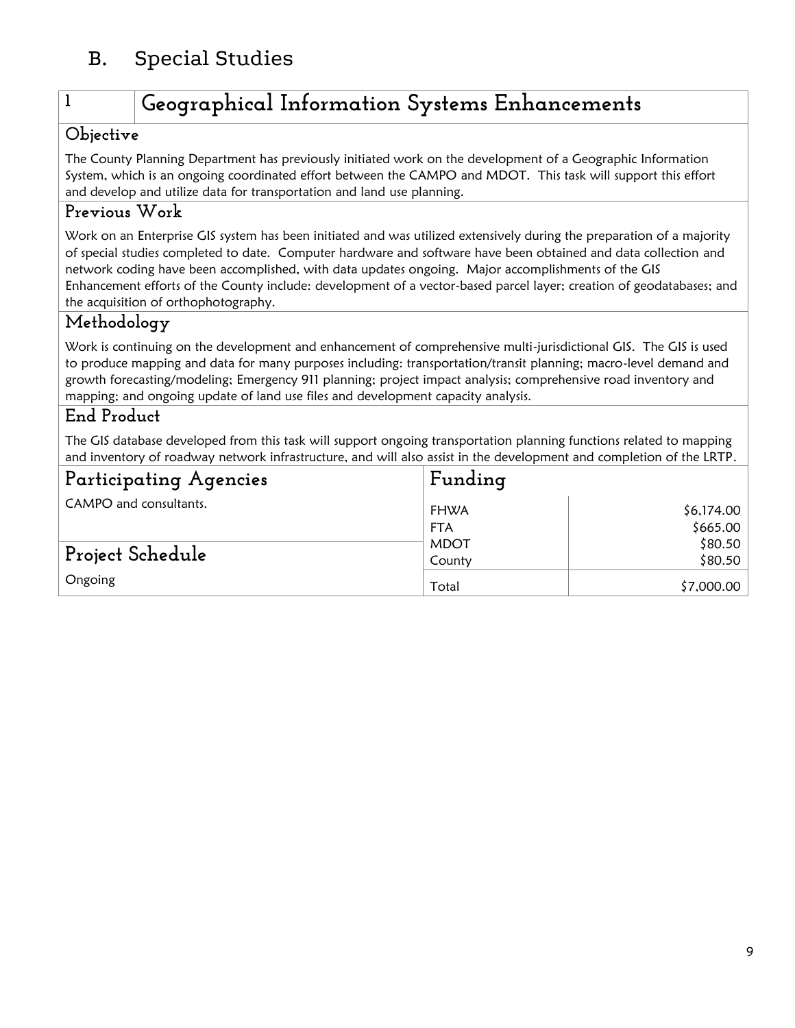## B. Special Studies

### 1 Geographical Information Systems Enhancements

#### Objective

The County Planning Department has previously initiated work on the development of a Geographic Information System, which is an ongoing coordinated effort between the CAMPO and MDOT. This task will support this effort and develop and utilize data for transportation and land use planning.

#### Previous Work

Work on an Enterprise GIS system has been initiated and was utilized extensively during the preparation of a majority of special studies completed to date. Computer hardware and software have been obtained and data collection and network coding have been accomplished, with data updates ongoing. Major accomplishments of the GIS Enhancement efforts of the County include: development of a vector-based parcel layer; creation of geodatabases; and the acquisition of orthophotography.

#### Methodology

Work is continuing on the development and enhancement of comprehensive multi-jurisdictional GIS. The GIS is used to produce mapping and data for many purposes including: transportation/transit planning; macro-level demand and growth forecasting/modeling; Emergency 911 planning; project impact analysis; comprehensive road inventory and mapping; and ongoing update of land use files and development capacity analysis.

#### End Product

The GIS database developed from this task will support ongoing transportation planning functions related to mapping and inventory of roadway network infrastructure, and will also assist in the development and completion of the LRTP.

#### Participating Agencies

CAMPO and consultants.

#### Project Schedule

Ongoing

#### Funding

| Source | Amount |
|---|---|
| FHWA | $6,174.00 |
| FTA | $665.00 |
| MDOT | $80.50 |
| County | $80.50 |
| Total | $7,000.00 |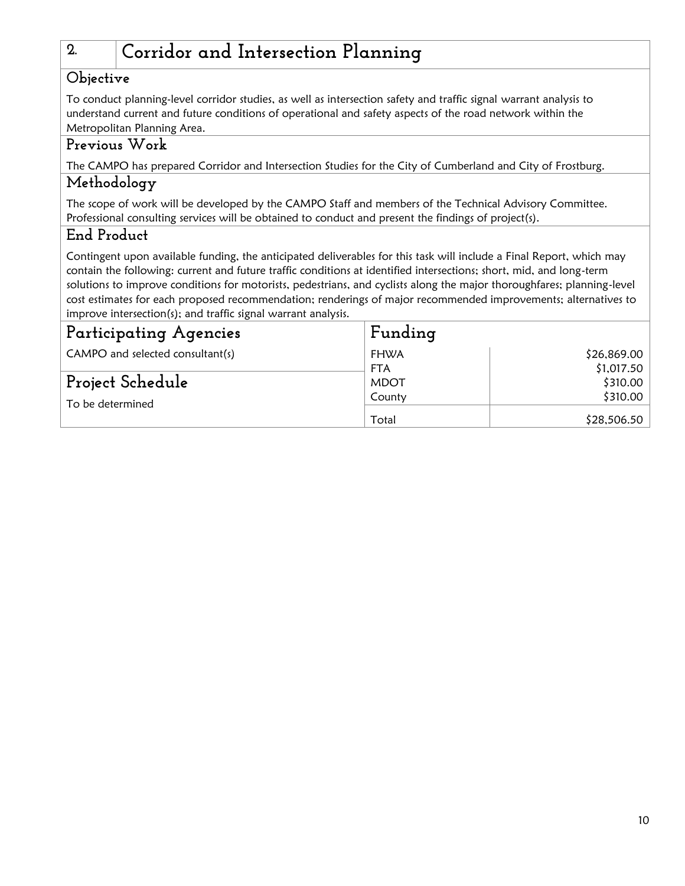## 2. Corridor and Intersection Planning

### Objective

To conduct planning-level corridor studies, as well as intersection safety and traffic signal warrant analysis to understand current and future conditions of operational and safety aspects of the road network within the Metropolitan Planning Area.

### Previous Work

The CAMPO has prepared Corridor and Intersection Studies for the City of Cumberland and City of Frostburg.

### Methodology

The scope of work will be developed by the CAMPO Staff and members of the Technical Advisory Committee. Professional consulting services will be obtained to conduct and present the findings of project(s).

### End Product

Contingent upon available funding, the anticipated deliverables for this task will include a Final Report, which may contain the following: current and future traffic conditions at identified intersections; short, mid, and long-term solutions to improve conditions for motorists, pedestrians, and cyclists along the major thoroughfares; planning-level cost estimates for each proposed recommendation; renderings of major recommended improvements; alternatives to improve intersection(s); and traffic signal warrant analysis.

### Participating Agencies

CAMPO and selected consultant(s)

### Project Schedule

To be determined

### Funding

| Source | Amount |
|---|---:|
| FHWA | $26,869.00 |
| FTA | $1,017.50 |
| MDOT | $310.00 |
| County | $310.00 |
| Total | $28,506.50 |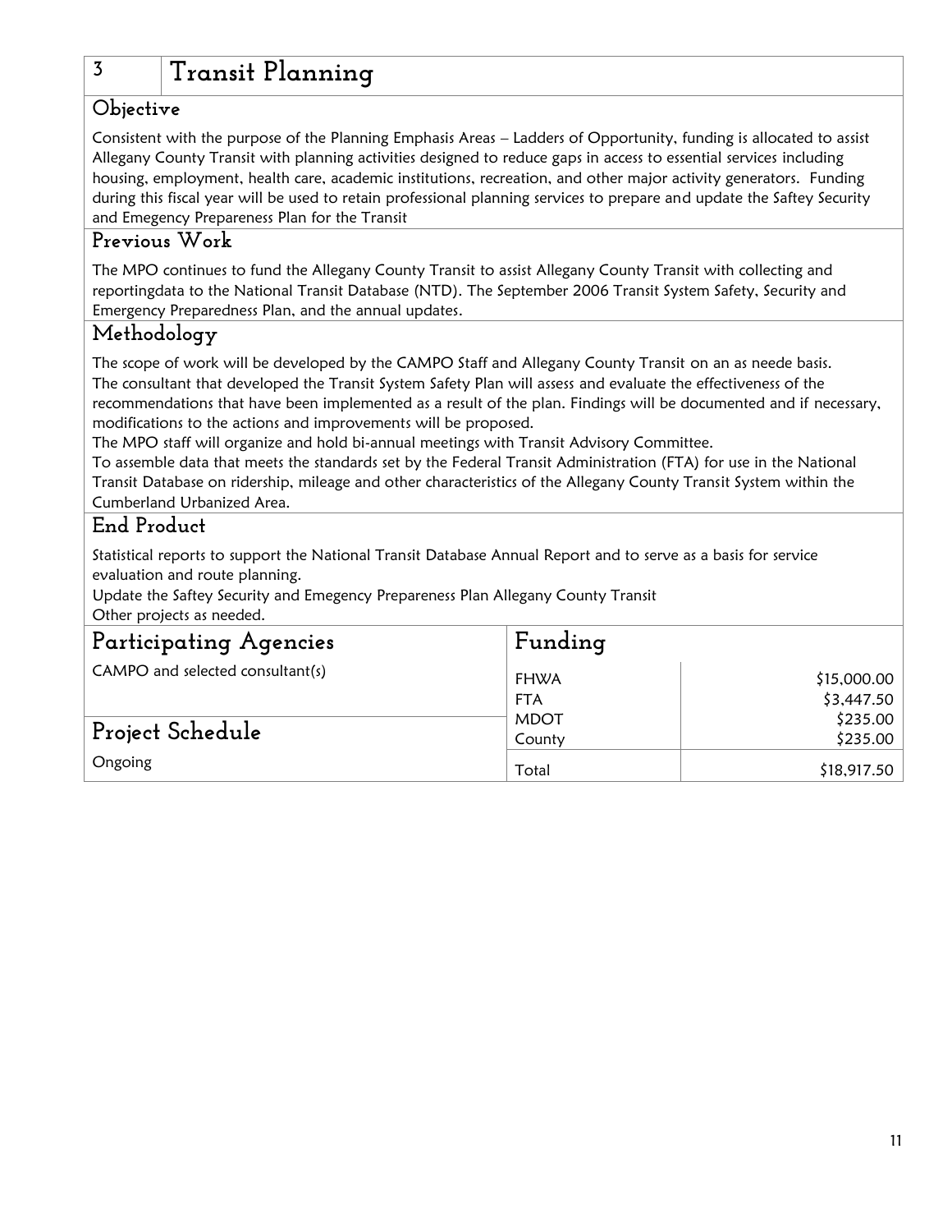# 3 Transit Planning

## Objective

Consistent with the purpose of the Planning Emphasis Areas – Ladders of Opportunity, funding is allocated to assist Allegany County Transit with planning activities designed to reduce gaps in access to essential services including housing, employment, health care, academic institutions, recreation, and other major activity generators. Funding during this fiscal year will be used to retain professional planning services to prepare and update the Saftey Security and Emegency Prepareness Plan for the Transit

## Previous Work

The MPO continues to fund the Allegany County Transit to assist Allegany County Transit with collecting and reportingdata to the National Transit Database (NTD). The September 2006 Transit System Safety, Security and Emergency Preparedness Plan, and the annual updates.

## Methodology

The scope of work will be developed by the CAMPO Staff and Allegany County Transit on an as neede basis.
The consultant that developed the Transit System Safety Plan will assess and evaluate the effectiveness of the recommendations that have been implemented as a result of the plan. Findings will be documented and if necessary, modifications to the actions and improvements will be proposed.
The MPO staff will organize and hold bi-annual meetings with Transit Advisory Committee.
To assemble data that meets the standards set by the Federal Transit Administration (FTA) for use in the National Transit Database on ridership, mileage and other characteristics of the Allegany County Transit System within the Cumberland Urbanized Area.

## End Product

Statistical reports to support the National Transit Database Annual Report and to serve as a basis for service evaluation and route planning.
Update the Saftey Security and Emegency Prepareness Plan Allegany County Transit
Other projects as needed.

## Participating Agencies

CAMPO and selected consultant(s)

## Project Schedule

Ongoing

## Funding

| Source | Amount |
|---|---|
| FHWA | $15,000.00 |
| FTA | $3,447.50 |
| MDOT | $235.00 |
| County | $235.00 |
| Total | $18,917.50 |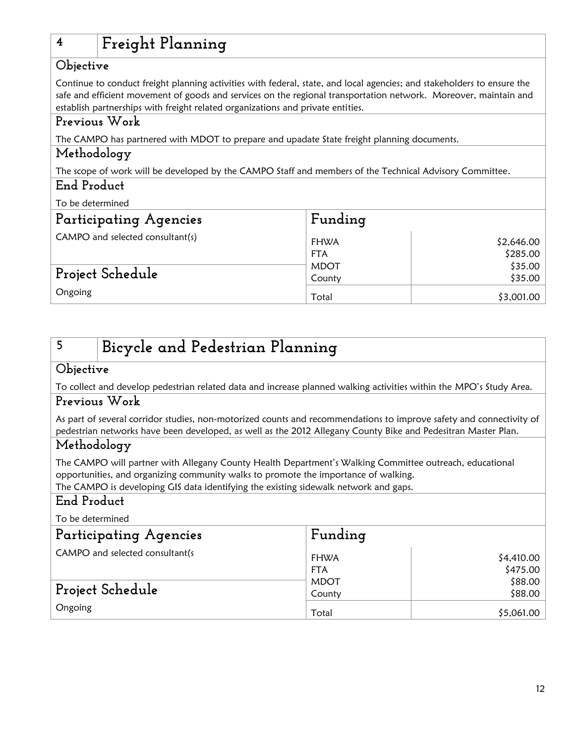## 4 Freight Planning

### Objective

Continue to conduct freight planning activities with federal, state, and local agencies; and stakeholders to ensure the safe and efficient movement of goods and services on the regional transportation network. Moreover, maintain and establish partnerships with freight related organizations and private entities.

### Previous Work

The CAMPO has partnered with MDOT to prepare and upadate State freight planning documents.

### Methodology

The scope of work will be developed by the CAMPO Staff and members of the Technical Advisory Committee.

### End Product

To be determined

### Participating Agencies

CAMPO and selected consultant(s)

### Project Schedule

Ongoing

### Funding

| Source | Amount |
|---|---|
| FHWA | $2,646.00 |
| FTA | $285.00 |
| MDOT | $35.00 |
| County | $35.00 |
| Total | $3,001.00 |

## 5 Bicycle and Pedestrian Planning

### Objective

To collect and develop pedestrian related data and increase planned walking activities within the MPO's Study Area.

### Previous Work

As part of several corridor studies, non-motorized counts and recommendations to improve safety and connectivity of pedestrian networks have been developed, as well as the 2012 Allegany County Bike and Pedesitran Master Plan.

### Methodology

The CAMPO will partner with Allegany County Health Department's Walking Committee outreach, educational opportunities, and organizing community walks to promote the importance of walking.
The CAMPO is developing GIS data identifying the existing sidewalk network and gaps.

### End Product

To be determined

### Participating Agencies

CAMPO and selected consultant(s

### Project Schedule

Ongoing

### Funding

| Source | Amount |
|---|---|
| FHWA | $4,410.00 |
| FTA | $475.00 |
| MDOT | $88.00 |
| County | $88.00 |
| Total | $5,061.00 |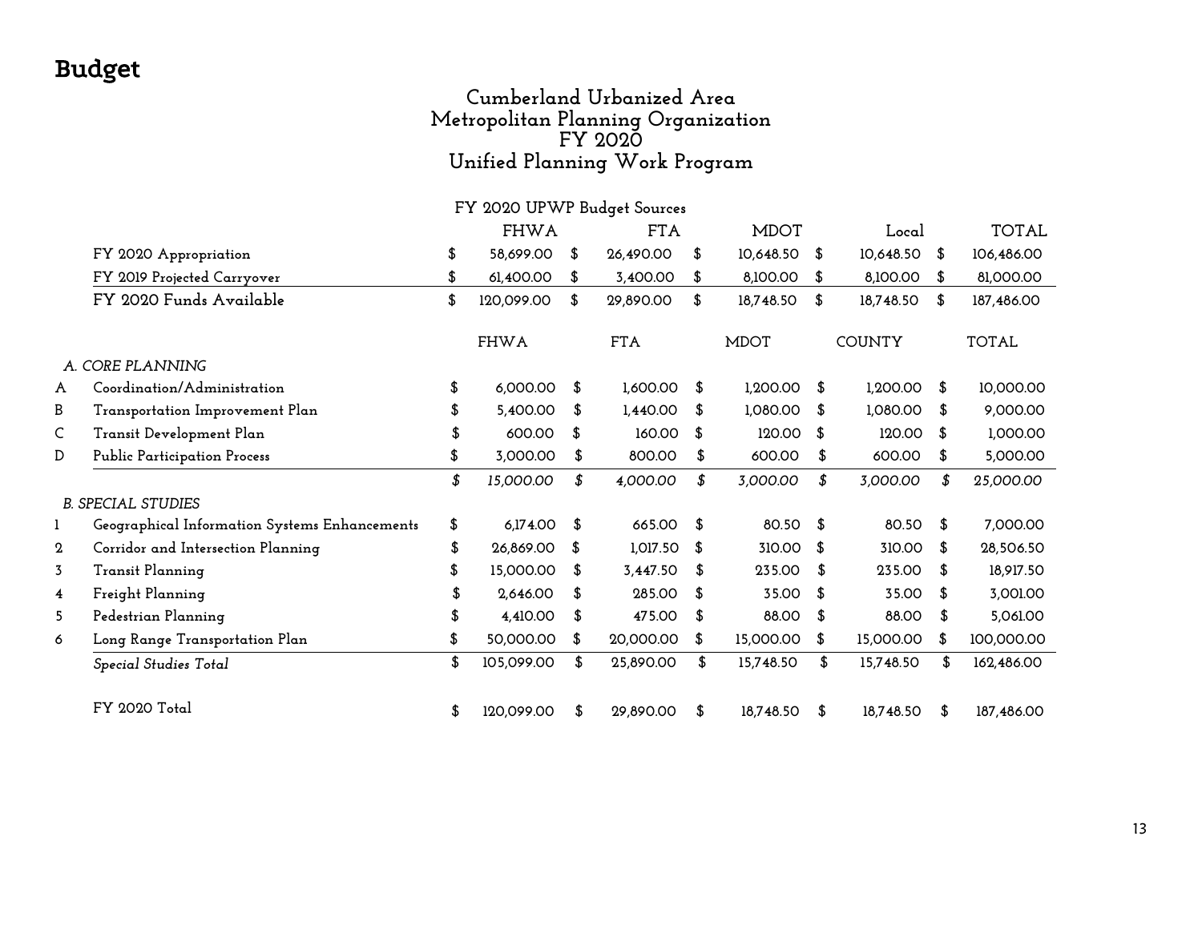# Budget

## Cumberland Urbanized Area
## Metropolitan Planning Organization
## FY 2020
## Unified Planning Work Program

FY 2020 UPWP Budget Sources

| | | FHWA | FTA | MDOT | Local | TOTAL |
|---|---|---|---|---|---|---|
| | FY 2020 Appropriation | $ 58,699.00 | $ 26,490.00 | $ 10,648.50 | $ 10,648.50 | $ 106,486.00 |
| | FY 2019 Projected Carryover | $ 61,400.00 | $ 3,400.00 | $ 8,100.00 | $ 8,100.00 | $ 81,000.00 |
| | FY 2020 Funds Available | $ 120,099.00 | $ 29,890.00 | $ 18,748.50 | $ 18,748.50 | $ 187,486.00 |
| | | FHWA | FTA | MDOT | COUNTY | TOTAL |
| *A. CORE PLANNING* | | | | | | |
| A | Coordination/Administration | $ 6,000.00 | $ 1,600.00 | $ 1,200.00 | $ 1,200.00 | $ 10,000.00 |
| B | Transportation Improvement Plan | $ 5,400.00 | $ 1,440.00 | $ 1,080.00 | $ 1,080.00 | $ 9,000.00 |
| C | Transit Development Plan | $ 600.00 | $ 160.00 | $ 120.00 | $ 120.00 | $ 1,000.00 |
| D | Public Participation Process | $ 3,000.00 | $ 800.00 | $ 600.00 | $ 600.00 | $ 5,000.00 |
| | | *$ 15,000.00* | *$ 4,000.00* | *$ 3,000.00* | *$ 3,000.00* | *$ 25,000.00* |
| *B. SPECIAL STUDIES* | | | | | | |
| 1 | Geographical Information Systems Enhancements | $ 6,174.00 | $ 665.00 | $ 80.50 | $ 80.50 | $ 7,000.00 |
| 2 | Corridor and Intersection Planning | $ 26,869.00 | $ 1,017.50 | $ 310.00 | $ 310.00 | $ 28,506.50 |
| 3 | Transit Planning | $ 15,000.00 | $ 3,447.50 | $ 235.00 | $ 235.00 | $ 18,917.50 |
| 4 | Freight Planning | $ 2,646.00 | $ 285.00 | $ 35.00 | $ 35.00 | $ 3,001.00 |
| 5 | Pedestrian Planning | $ 4,410.00 | $ 475.00 | $ 88.00 | $ 88.00 | $ 5,061.00 |
| 6 | Long Range Transportation Plan | $ 50,000.00 | $ 20,000.00 | $ 15,000.00 | $ 15,000.00 | $ 100,000.00 |
| | *Special Studies Total* | $ 105,099.00 | $ 25,890.00 | $ 15,748.50 | $ 15,748.50 | $ 162,486.00 |
| | FY 2020 Total | $ 120,099.00 | $ 29,890.00 | $ 18,748.50 | $ 18,748.50 | $ 187,486.00 |